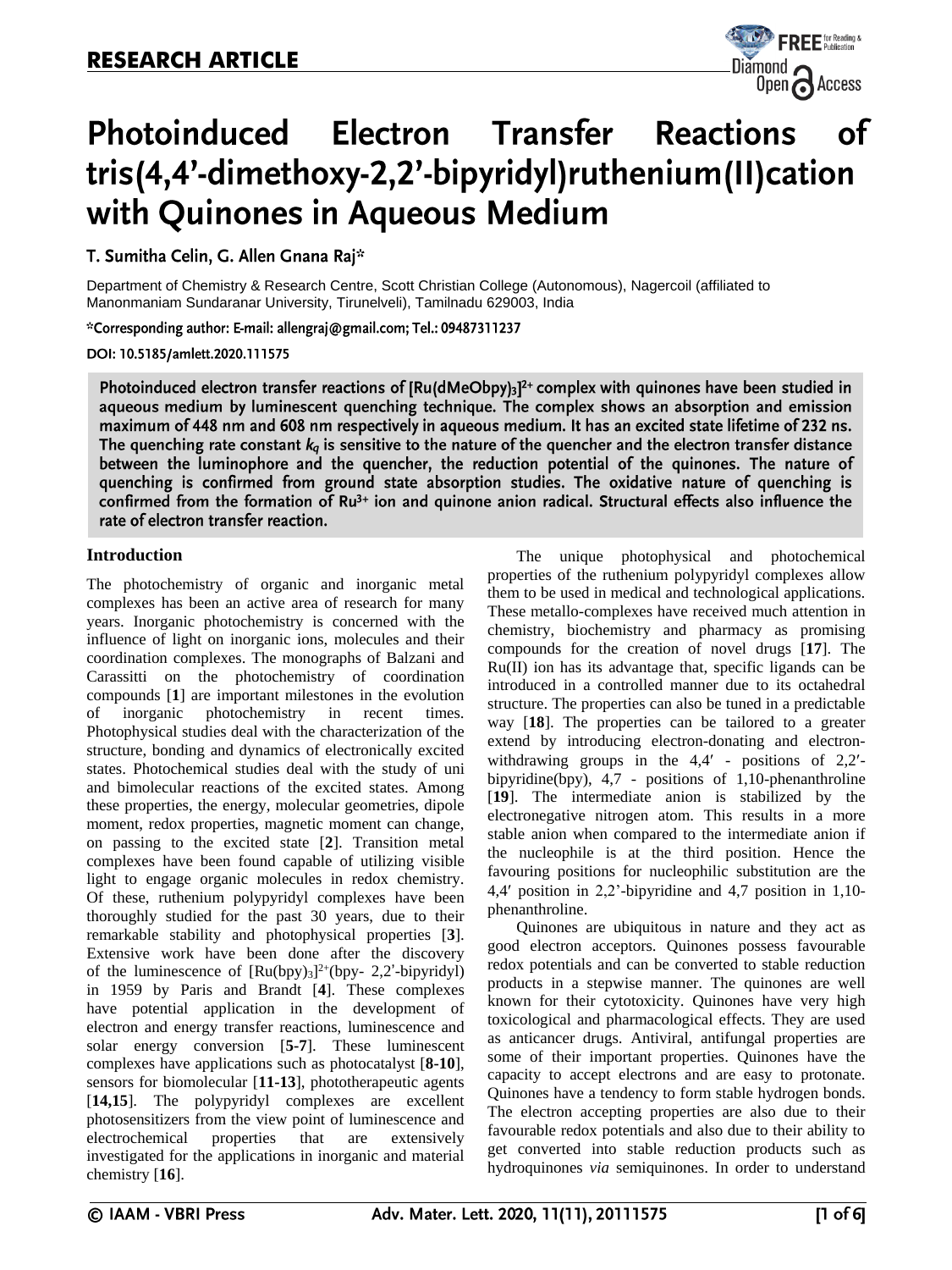RESEARCH ARTICLE

# Photoinduced Electron Transfer Reactions of tris(4,4'-dimethoxy-2,2'-bipyridyl)ruthenium(II)cation with Quinones in Aqueous Medium

**T. Sumitha Celin, G. Allen Gnana Raj***

Department of Chemistry & Research Centre, Scott Christian College (Autonomous), Nagercoil (affiliated to Manonmaniam Sundaranar University, Tirunelveli), Tamilnadu 629003, India

*Corresponding author: E-mail: allengraj@gmail.com; Tel.: 09487311237

DOI: 10.5185/amlett.2020.111575

**Photoinduced electron transfer reactions of $[Ru(dMeObpy)_3]^{2+}$ complex with quinones have been studied in aqueous medium by luminescent quenching technique. The complex shows an absorption and emission maximum of 448 nm and 608 nm respectively in aqueous medium. It has an excited state lifetime of 232 ns. The quenching rate constant $k_q$ is sensitive to the nature of the quencher and the electron transfer distance between the luminophore and the quencher, the reduction potential of the quinones. The nature of quenching is confirmed from ground state absorption studies. The oxidative nature of quenching is confirmed from the formation of $Ru^{3+}$ ion and quinone anion radical. Structural effects also influence the rate of electron transfer reaction.**

## Introduction

The photochemistry of organic and inorganic metal complexes has been an active area of research for many years. Inorganic photochemistry is concerned with the influence of light on inorganic ions, molecules and their coordination complexes. The monographs of Balzani and Carassitti on the photochemistry of coordination compounds [**1**] are important milestones in the evolution of inorganic photochemistry in recent times. Photophysical studies deal with the characterization of the structure, bonding and dynamics of electronically excited states. Photochemical studies deal with the study of uni and bimolecular reactions of the excited states. Among these properties, the energy, molecular geometries, dipole moment, redox properties, magnetic moment can change, on passing to the excited state [**2**]. Transition metal complexes have been found capable of utilizing visible light to engage organic molecules in redox chemistry. Of these, ruthenium polypyridyl complexes have been thoroughly studied for the past 30 years, due to their remarkable stability and photophysical properties [**3**]. Extensive work have been done after the discovery of the luminescence of $[Ru(bpy)_3]^{2+}$(bpy- 2,2'-bipyridyl) in 1959 by Paris and Brandt [**4**]. These complexes have potential application in the development of electron and energy transfer reactions, luminescence and solar energy conversion [**5-7**]. These luminescent complexes have applications such as photocatalyst [**8-10**], sensors for biomolecular [**11-13**], phototherapeutic agents [**14,15**]. The polypyridyl complexes are excellent photosensitizers from the view point of luminescence and electrochemical properties that are extensively investigated for the applications in inorganic and material chemistry [**16**].

The unique photophysical and photochemical properties of the ruthenium polypyridyl complexes allow them to be used in medical and technological applications. These metallo-complexes have received much attention in chemistry, biochemistry and pharmacy as promising compounds for the creation of novel drugs [**17**]. The Ru(II) ion has its advantage that, specific ligands can be introduced in a controlled manner due to its octahedral structure. The properties can also be tuned in a predictable way [**18**]. The properties can be tailored to a greater extend by introducing electron-donating and electron-withdrawing groups in the 4,4′ - positions of 2,2′-bipyridine(bpy), 4,7 - positions of 1,10-phenanthroline [**19**]. The intermediate anion is stabilized by the electronegative nitrogen atom. This results in a more stable anion when compared to the intermediate anion if the nucleophile is at the third position. Hence the favouring positions for nucleophilic substitution are the 4,4′ position in 2,2'-bipyridine and 4,7 position in 1,10-phenanthroline.

Quinones are ubiquitous in nature and they act as good electron acceptors. Quinones possess favourable redox potentials and can be converted to stable reduction products in a stepwise manner. The quinones are well known for their cytotoxicity. Quinones have very high toxicological and pharmacological effects. They are used as anticancer drugs. Antiviral, antifungal properties are some of their important properties. Quinones have the capacity to accept electrons and are easy to protonate. Quinones have a tendency to form stable hydrogen bonds. The electron accepting properties are also due to their favourable redox potentials and also due to their ability to get converted into stable reduction products such as hydroquinones *via* semiquinones. In order to understand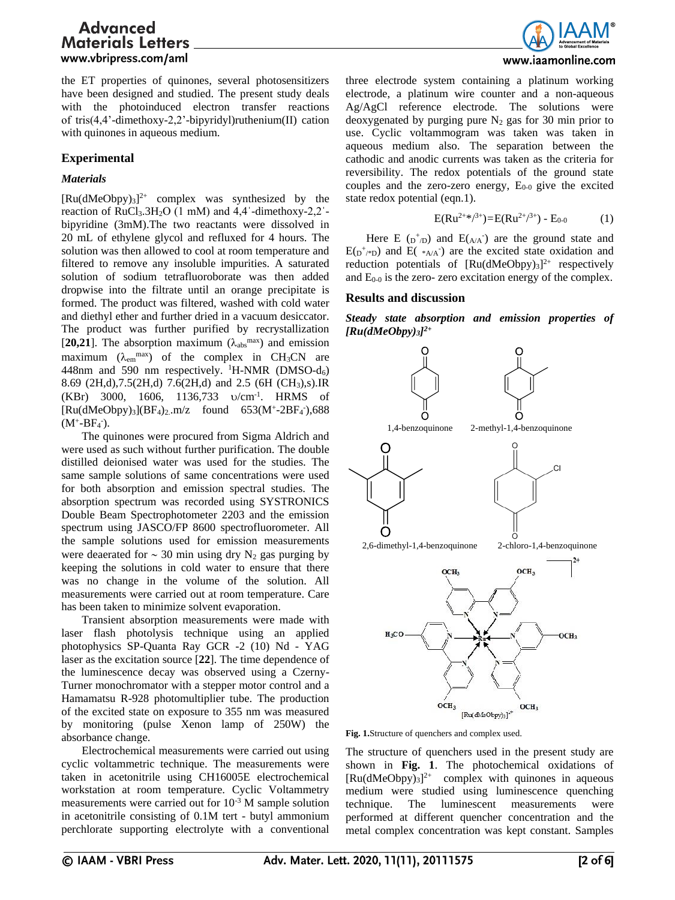the ET properties of quinones, several photosensitizers have been designed and studied. The present study deals with the photoinduced electron transfer reactions of tris(4,4'-dimethoxy-2,2'-bipyridyl)ruthenium(II) cation with quinones in aqueous medium.

## Experimental

### *Materials*

$[Ru(dMeObpy)_3]^{2+}$ complex was synthesized by the reaction of $RuCl_3.3H_2O$ (1 mM) and 4,4'-dimethoxy-2,2'-bipyridine (3mM).The two reactants were dissolved in 20 mL of ethylene glycol and refluxed for 4 hours. The solution was then allowed to cool at room temperature and filtered to remove any insoluble impurities. A saturated solution of sodium tetrafluoroborate was then added dropwise into the filtrate until an orange precipitate is formed. The product was filtered, washed with cold water and diethyl ether and further dried in a vacuum desiccator. The product was further purified by recrystallization [**20,21**]. The absorption maximum ($\lambda_{abs}^{max}$) and emission maximum ($\lambda_{em}^{max}$) of the complex in $CH_3CN$ are 448nm and 590 nm respectively. $^1$H-NMR (DMSO-$d_6$) 8.69 (2H,d),7.5(2H,d) 7.6(2H,d) and 2.5 (6H ($CH_3$),s).IR (KBr) 3000, 1606, 1136,733 $\upsilon$/cm$^{-1}$. HRMS of $[Ru(dMeObpy)_3](BF_4)_2$.m/z found 653($M^+$-2$BF_4^-$),688 ($M^+$-$BF_4^-$).

The quinones were procured from Sigma Aldrich and were used as such without further purification. The double distilled deionised water was used for the studies. The same sample solutions of same concentrations were used for both absorption and emission spectral studies. The absorption spectrum was recorded using SYSTRONICS Double Beam Spectrophotometer 2203 and the emission spectrum using JASCO/FP 8600 spectrofluorometer. All the sample solutions used for emission measurements were deaerated for ~ 30 min using dry $N_2$ gas purging by keeping the solutions in cold water to ensure that there was no change in the volume of the solution. All measurements were carried out at room temperature. Care has been taken to minimize solvent evaporation.

Transient absorption measurements were made with laser flash photolysis technique using an applied photophysics SP-Quanta Ray GCR -2 (10) Nd - YAG laser as the excitation source [**22**]. The time dependence of the luminescence decay was observed using a Czerny-Turner monochromator with a stepper motor control and a Hamamatsu R-928 photomultiplier tube. The production of the excited state on exposure to 355 nm was measured by monitoring (pulse Xenon lamp of 250W) the absorbance change.

Electrochemical measurements were carried out using cyclic voltammetric technique. The measurements were taken in acetonitrile using CH16005E electrochemical workstation at room temperature. Cyclic Voltammetry measurements were carried out for $10^{-3}$ M sample solution in acetonitrile consisting of 0.1M tert - butyl ammonium perchlorate supporting electrolyte with a conventional three electrode system containing a platinum working electrode, a platinum wire counter and a non-aqueous Ag/AgCl reference electrode. The solutions were deoxygenated by purging pure $N_2$ gas for 30 min prior to use. Cyclic voltammogram was taken was taken in aqueous medium also. The separation between the cathodic and anodic currents was taken as the criteria for reversibility. The redox potentials of the ground state couples and the zero-zero energy, $E_{0-0}$ give the excited state redox potential (eqn.1).

$$E(Ru^{2+*}/^{3+})=E(Ru^{2+}/^{3+}) - E_{0-0} \qquad (1)$$

Here E $(_{D}^{+}/_{D})$ and $E(_{A/A}^{-})$ are the ground state and $E(_{D}^{+}/_{*D})$ and $E(_{*A/A}^{-})$ are the excited state oxidation and reduction potentials of $[Ru(dMeObpy)_3]^{2+}$ respectively and $E_{0-0}$ is the zero- zero excitation energy of the complex.

## Results and discussion

### *Steady state absorption and emission properties of $[Ru(dMeObpy)_3]^{2+}$*

1,4-benzoquinone 2-methyl-1,4-benzoquinone

2,6-dimethyl-1,4-benzoquinone 2-chloro-1,4-benzoquinone

$[Ru(dMeObpy)_3]^{2+}$

**Fig. 1.** Structure of quenchers and complex used.

The structure of quenchers used in the present study are shown in **Fig. 1**. The photochemical oxidations of $[Ru(dMeObpy)_3]^{2+}$ complex with quinones in aqueous medium were studied using luminescence quenching technique. The luminescent measurements were performed at different quencher concentration and the metal complex concentration was kept constant. Samples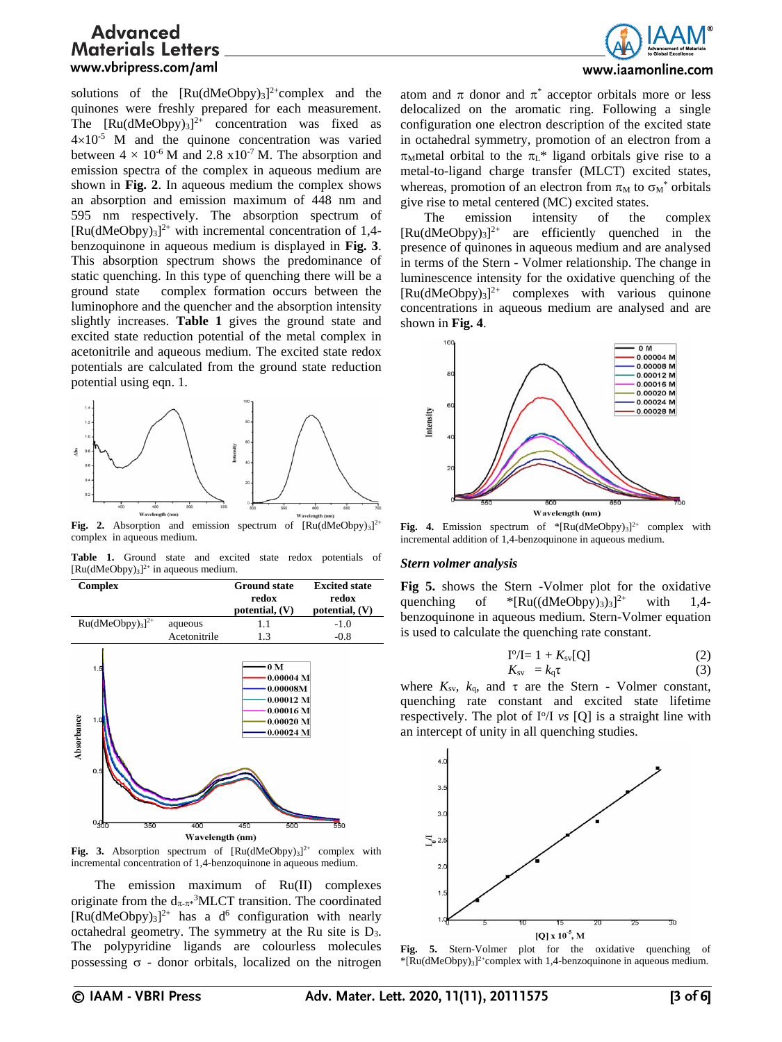solutions of the $[Ru(dMeObpy)_3]^{2+}$complex and the quinones were freshly prepared for each measurement. The $[Ru(dMeObpy)_3]^{2+}$ concentration was fixed as $4\times10^{-5}$ M and the quinone concentration was varied between $4 \times 10^{-6}$ M and $2.8 \times10^{-7}$ M. The absorption and emission spectra of the complex in aqueous medium are shown in **Fig. 2**. In aqueous medium the complex shows an absorption and emission maximum of 448 nm and 595 nm respectively. The absorption spectrum of $[Ru(dMeObpy)_3]^{2+}$ with incremental concentration of 1,4-benzoquinone in aqueous medium is displayed in **Fig. 3**. This absorption spectrum shows the predominance of static quenching. In this type of quenching there will be a ground state complex formation occurs between the luminophore and the quencher and the absorption intensity slightly increases. **Table 1** gives the ground state and excited state reduction potential of the metal complex in acetonitrile and aqueous medium. The excited state redox potentials are calculated from the ground state reduction potential using eqn. 1.

**Fig. 2.** Absorption and emission spectrum of $[Ru(dMeObpy)_3]^{2+}$ complex in aqueous medium.

**Table 1.** Ground state and excited state redox potentials of $[Ru(dMeObpy)_3]^{2+}$ in aqueous medium.

| Complex | | Ground state redox potential, (V) | Excited state redox potential, (V) |
|---|---|---|---|
| $Ru(dMeObpy)_3]^{2+}$ | aqueous | 1.1 | -1.0 |
| | Acetonitrile | 1.3 | -0.8 |

**Fig. 3.** Absorption spectrum of $[Ru(dMeObpy)_3]^{2+}$ complex with incremental concentration of 1,4-benzoquinone in aqueous medium.

The emission maximum of Ru(II) complexes originate from the $d_{\pi-\pi^*}$ $^3$MLCT transition. The coordinated $[Ru(dMeObpy)_3]^{2+}$ has a $d^6$ configuration with nearly octahedral geometry. The symmetry at the Ru site is $D_3$. The polypyridine ligands are colourless molecules possessing $\sigma$ - donor orbitals, localized on the nitrogen atom and $\pi$ donor and $\pi^*$ acceptor orbitals more or less delocalized on the aromatic ring. Following a single configuration one electron description of the excited state in octahedral symmetry, promotion of an electron from a $\pi_M$metal orbital to the $\pi_L$* ligand orbitals give rise to a metal-to-ligand charge transfer (MLCT) excited states, whereas, promotion of an electron from $\pi_M$ to $\sigma_M^*$ orbitals give rise to metal centered (MC) excited states.

The emission intensity of the complex $[Ru(dMeObpy)_3]^{2+}$ are efficiently quenched in the presence of quinones in aqueous medium and are analysed in terms of the Stern - Volmer relationship. The change in luminescence intensity for the oxidative quenching of the $[Ru(dMeObpy)_3]^{2+}$ complexes with various quinone concentrations in aqueous medium are analysed and are shown in **Fig. 4**.

**Fig. 4.** Emission spectrum of $*[Ru(dMeObpy)_3]^{2+}$ complex with incremental addition of 1,4-benzoquinone in aqueous medium.

### *Stern volmer analysis*

**Fig 5.** shows the Stern -Volmer plot for the oxidative quenching of $*[Ru((dMeObpy)_3)_3]^{2+}$ with 1,4-benzoquinone in aqueous medium. Stern-Volmer equation is used to calculate the quenching rate constant.

$$I^o/I= 1 + K_{sv}[Q] \quad (2)$$

$$K_{sv} = k_q\tau \quad (3)$$

where $K_{sv}$, $k_q$, and $\tau$ are the Stern - Volmer constant, quenching rate constant and excited state lifetime respectively. The plot of $I^o/I$ *vs* [Q] is a straight line with an intercept of unity in all quenching studies.

**Fig. 5.** Stern-Volmer plot for the oxidative quenching of $*[Ru(dMeObpy)_3]^{2+}$complex with 1,4-benzoquinone in aqueous medium.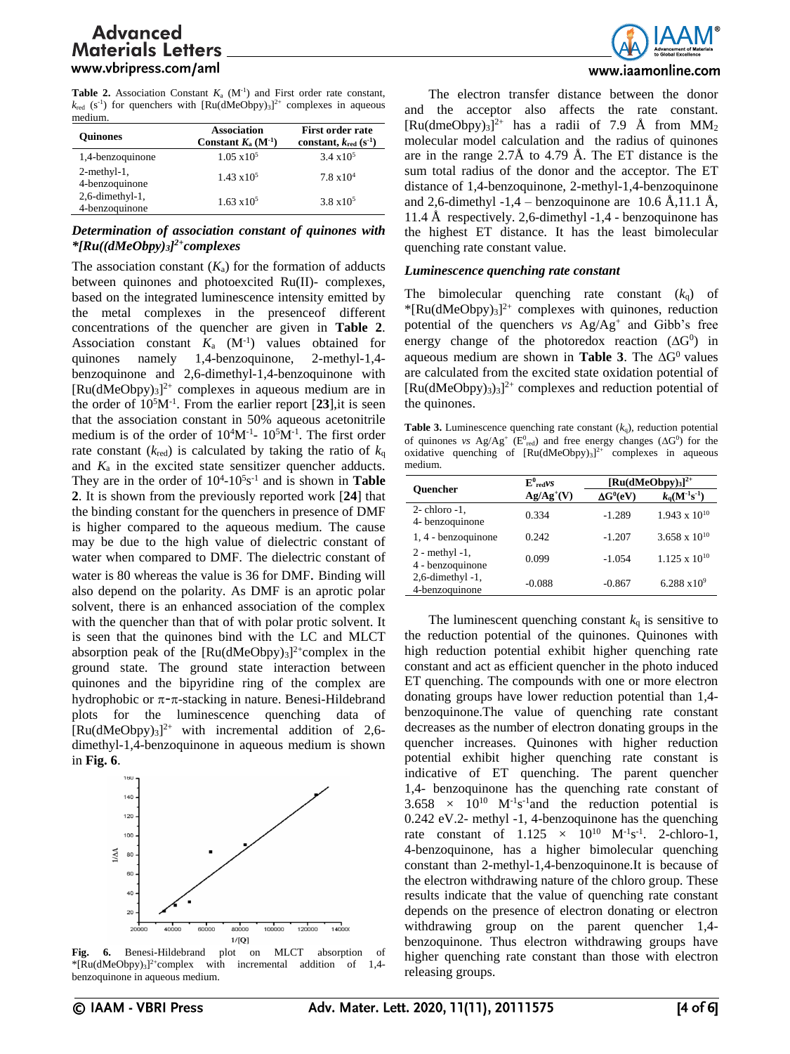**Table 2.** Association Constant $K_a$ ($M^{-1}$) and First order rate constant, $k_{red}$ ($s^{-1}$) for quenchers with $[Ru(dMeObpy)_3]^{2+}$ complexes in aqueous medium.

| Quinones | Association Constant $K_a$ ($M^{-1}$) | First order rate constant, $k_{red}$ ($s^{-1}$) |
|---|---|---|
| 1,4-benzoquinone | $1.05 \times 10^5$ | $3.4 \times 10^5$ |
| 2-methyl-1, 4-benzoquinone | $1.43 \times 10^5$ | $7.8 \times 10^4$ |
| 2,6-dimethyl-1, 4-benzoquinone | $1.63 \times 10^5$ | $3.8 \times 10^5$ |

### *Determination of association constant of quinones with *[Ru((dMeObpy)3]2+ complexes*

The association constant ($K_a$) for the formation of adducts between quinones and photoexcited Ru(II)- complexes, based on the integrated luminescence intensity emitted by the metal complexes in the presenceof different concentrations of the quencher are given in **Table 2**. Association constant $K_a$ ($M^{-1}$) values obtained for quinones namely 1,4-benzoquinone, 2-methyl-1,4-benzoquinone and 2,6-dimethyl-1,4-benzoquinone with $[Ru(dMeObpy)_3]^{2+}$ complexes in aqueous medium are in the order of $10^5 M^{-1}$. From the earlier report [**23**],it is seen that the association constant in 50% aqueous acetonitrile medium is of the order of $10^4 M^{-1}$- $10^5 M^{-1}$. The first order rate constant ($k_{red}$) is calculated by taking the ratio of $k_q$ and $K_a$ in the excited state sensitizer quencher adducts. They are in the order of $10^4$-$10^5 s^{-1}$ and is shown in **Table 2**. It is shown from the previously reported work [**24**] that the binding constant for the quenchers in presence of DMF is higher compared to the aqueous medium. The cause may be due to the high value of dielectric constant of water when compared to DMF. The dielectric constant of water is 80 whereas the value is 36 for DMF. Binding will also depend on the polarity. As DMF is an aprotic polar solvent, there is an enhanced association of the complex with the quencher than that of with polar protic solvent. It is seen that the quinones bind with the LC and MLCT absorption peak of the $[Ru(dMeObpy)_3]^{2+}$complex in the ground state. The ground state interaction between quinones and the bipyridine ring of the complex are hydrophobic or π-π-stacking in nature. Benesi-Hildebrand plots for the luminescence quenching data of $[Ru(dMeObpy)_3]^{2+}$ with incremental addition of 2,6-dimethyl-1,4-benzoquinone in aqueous medium is shown in **Fig. 6**.

**Fig. 6.** Benesi-Hildebrand plot on MLCT absorption of $*[Ru(dMeObpy)_3]^{2+}$complex with incremental addition of 1,4-benzoquinone in aqueous medium.

The electron transfer distance between the donor and the acceptor also affects the rate constant. $[Ru(dmeObpy)_3]^{2+}$ has a radii of 7.9 Å from $MM_2$ molecular model calculation and the radius of quinones are in the range 2.7Å to 4.79 Å. The ET distance is the sum total radius of the donor and the acceptor. The ET distance of 1,4-benzoquinone, 2-methyl-1,4-benzoquinone and 2,6-dimethyl -1,4 – benzoquinone are 10.6 Å,11.1 Å, 11.4 Å respectively. 2,6-dimethyl -1,4 - benzoquinone has the highest ET distance. It has the least bimolecular quenching rate constant value.

### *Luminescence quenching rate constant*

The bimolecular quenching rate constant ($k_q$) of $*[Ru(dMeObpy)_3]^{2+}$ complexes with quinones, reduction potential of the quenchers *vs* $Ag/Ag^+$ and Gibb's free energy change of the photoredox reaction ($\Delta G^0$) in aqueous medium are shown in **Table 3**. The $\Delta G^0$ values are calculated from the excited state oxidation potential of $[Ru(dMeObpy)_3)_3]^{2+}$ complexes and reduction potential of the quinones.

**Table 3.** Luminescence quenching rate constant ($k_q$), reduction potential of quinones *vs* $Ag/Ag^+$ ($E^0_{red}$) and free energy changes ($\Delta G^0$) for the oxidative quenching of $[Ru(dMeObpy)_3]^{2+}$ complexes in aqueous medium.

| Quencher | $E^0_{red}$*vs* $Ag/Ag^+$(V) | $[Ru(dMeObpy)_3]^{2+}$ | |
|---|---|---|---|
| | | $\Delta G^0$(eV) | $k_q$($M^{-1}s^{-1}$) |
| 2- chloro -1, 4- benzoquinone | 0.334 | -1.289 | $1.943 \times 10^{10}$ |
| 1, 4 - benzoquinone | 0.242 | -1.207 | $3.658 \times 10^{10}$ |
| 2 - methyl -1, 4 - benzoquinone | 0.099 | -1.054 | $1.125 \times 10^{10}$ |
| 2,6-dimethyl -1, 4-benzoquinone | -0.088 | -0.867 | $6.288 \times 10^9$ |

The luminescent quenching constant $k_q$ is sensitive to the reduction potential of the quinones. Quinones with high reduction potential exhibit higher quenching rate constant and act as efficient quencher in the photo induced ET quenching. The compounds with one or more electron donating groups have lower reduction potential than 1,4-benzoquinone.The value of quenching rate constant decreases as the number of electron donating groups in the quencher increases. Quinones with higher reduction potential exhibit higher quenching rate constant is indicative of ET quenching. The parent quencher 1,4- benzoquinone has the quenching rate constant of $3.658 \times 10^{10}$ $M^{-1}s^{-1}$and the reduction potential is 0.242 eV.2- methyl -1, 4-benzoquinone has the quenching rate constant of $1.125 \times 10^{10}$ $M^{-1}s^{-1}$. 2-chloro-1, 4-benzoquinone, has a higher bimolecular quenching constant than 2-methyl-1,4-benzoquinone.It is because of the electron withdrawing nature of the chloro group. These results indicate that the value of quenching rate constant depends on the presence of electron donating or electron withdrawing group on the parent quencher 1,4-benzoquinone. Thus electron withdrawing groups have higher quenching rate constant than those with electron releasing groups.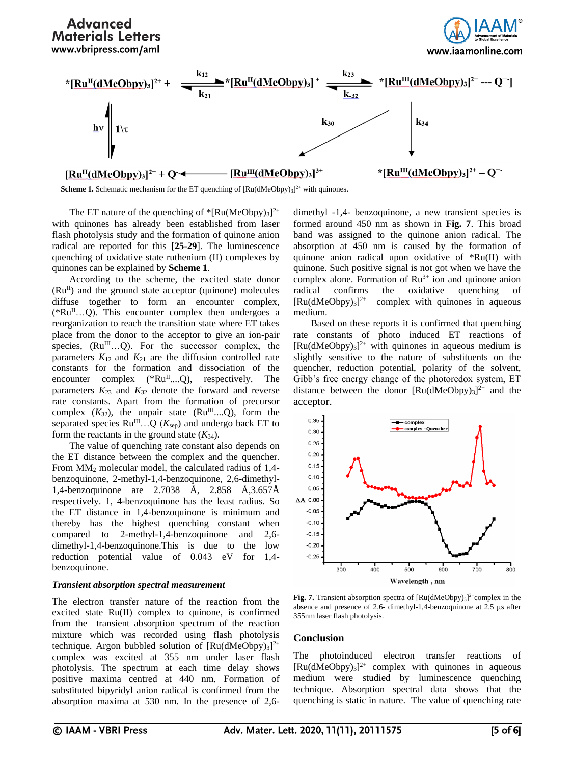Scheme 1. Schematic mechanism for the ET quenching of $[Ru(dMeObpy)_3]^{2+}$ with quinones.

The ET nature of the quenching of $^*[Ru(MeObpy)_3]^{2+}$ with quinones has already been established from laser flash photolysis study and the formation of quinone anion radical are reported for this [**25-29**]. The luminescence quenching of oxidative state ruthenium (II) complexes by quinones can be explained by **Scheme 1**.

According to the scheme, the excited state donor ($Ru^{II}$) and the ground state acceptor (quinone) molecules diffuse together to form an encounter complex, ($^*Ru^{II}$…Q). This encounter complex then undergoes a reorganization to reach the transition state where ET takes place from the donor to the acceptor to give an ion-pair species, ($Ru^{III}$…Q), the successor complex, the parameters $K_{12}$ and $K_{21}$ are the diffusion controlled rate constants for the formation and dissociation of the encounter complex ($^*Ru^{II}$....Q), respectively. The parameters $K_{23}$ and $K_{32}$ denote the forward and reverse rate constants. Apart from the formation of precursor complex ($K_{32}$), the unpair state ($Ru^{III}$....Q), form the separated species $Ru^{III}$…Q ($K_{sep}$) and undergo back ET to form the reactants in the ground state ($K_{34}$).

The value of quenching rate constant also depends on the ET distance between the complex and the quencher. From $MM_2$ molecular model, the calculated radius of 1,4-benzoquinone, 2-methyl-1,4-benzoquinone, 2,6-dimethyl-1,4-benzoquinone are 2.7038 Å, 2.858 Å,3.657Å respectively. 1, 4-benzoquinone has the least radius. So the ET distance in 1,4-benzoquinone is minimum and thereby has the highest quenching constant when compared to 2-methyl-1,4-benzoquinone and 2,6-dimethyl-1,4-benzoquinone.This is due to the low reduction potential value of 0.043 eV for 1,4-benzoquinone.

### *Transient absorption spectral measurement*

The electron transfer nature of the reaction from the excited state Ru(II) complex to quinone, is confirmed from the transient absorption spectrum of the reaction mixture which was recorded using flash photolysis technique. Argon bubbled solution of $[Ru(dMeObpy)_3]^{2+}$ complex was excited at 355 nm under laser flash photolysis. The spectrum at each time delay shows positive maxima centred at 440 nm. Formation of substituted bipyridyl anion radical is confirmed from the absorption maxima at 530 nm. In the presence of 2,6-dimethyl -1,4- benzoquinone, a new transient species is formed around 450 nm as shown in **Fig. 7**. This broad band was assigned to the quinone anion radical. The absorption at 450 nm is caused by the formation of quinone anion radical upon oxidative of $^*Ru(II)$ with quinone. Such positive signal is not got when we have the complex alone. Formation of $Ru^{3+}$ ion and quinone anion radical confirms the oxidative quenching of $[Ru(dMeObpy)_3]^{2+}$ complex with quinones in aqueous medium.

Based on these reports it is confirmed that quenching rate constants of photo induced ET reactions of $[Ru(dMeObpy)_3]^{2+}$ with quinones in aqueous medium is slightly sensitive to the nature of substituents on the quencher, reduction potential, polarity of the solvent, Gibb's free energy change of the photoredox system, ET distance between the donor $[Ru(dMeObpy)_3]^{2+}$ and the acceptor.

**Fig. 7.** Transient absorption spectra of $[Ru(dMeObpy)_3]^{2+}$complex in the absence and presence of 2,6- dimethyl-1,4-benzoquinone at 2.5 μs after 355nm laser flash photolysis.

## Conclusion

The photoinduced electron transfer reactions of $[Ru(dMeObpy)_3]^{2+}$ complex with quinones in aqueous medium were studied by luminescence quenching technique. Absorption spectral data shows that the quenching is static in nature. The value of quenching rate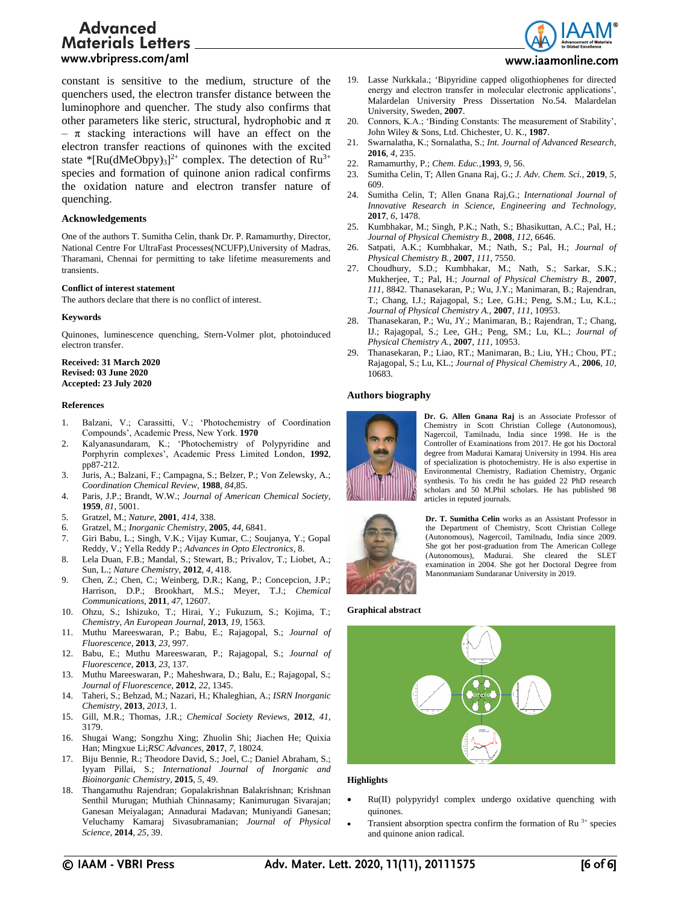constant is sensitive to the medium, structure of the quenchers used, the electron transfer distance between the luminophore and quencher. The study also confirms that other parameters like steric, structural, hydrophobic and $\pi - \pi$ stacking interactions will have an effect on the electron transfer reactions of quinones with the excited state $*[Ru(dMeObpy)_3]^{2+}$ complex. The detection of $Ru^{3+}$ species and formation of quinone anion radical confirms the oxidation nature and electron transfer nature of quenching.

### Acknowledgements

One of the authors T. Sumitha Celin, thank Dr. P. Ramamurthy, Director, National Centre For UltraFast Processes(NCUFP),University of Madras, Tharamani, Chennai for permitting to take lifetime measurements and transients.

#### Conflict of interest statement

The authors declare that there is no conflict of interest.

#### Keywords

Quinones, luminescence quenching, Stern-Volmer plot, photoinduced electron transfer.

**Received: 31 March 2020**
**Revised: 03 June 2020**
**Accepted: 23 July 2020**

### References

1. Balzani, V.; Carassitti, V.; 'Photochemistry of Coordination Compounds', Academic Press, New York. **1970**
2. Kalyanasundaram, K.; 'Photochemistry of Polypyridine and Porphyrin complexes', Academic Press Limited London, **1992**, pp87-212.
3. Juris, A.; Balzani, F.; Campagna, S.; Belzer, P.; Von Zelewsky, A.; *Coordination Chemical Review*, **1988**, *84*,85.
4. Paris, J.P.; Brandt, W.W.; *Journal of American Chemical Society*, **1959**, *81*, 5001.
5. Gratzel, M.; *Nature*, **2001**, *414*, 338.
6. Gratzel, M.; *Inorganic Chemistry*, **2005**, *44*, 6841.
7. Giri Babu, L.; Singh, V.K.; Vijay Kumar, C.; Soujanya, Y.; Gopal Reddy, V.; Yella Reddy P.; *Advances in Opto Electronics*, 8.
8. Lela Duan, F.B.; Mandal, S.; Stewart, B.; Privalov, T.; Liobet, A.; Sun, L.; *Nature Chemistry*, **2012**, *4*, 418.
9. Chen, Z.; Chen, C.; Weinberg, D.R.; Kang, P.; Concepcion, J.P.; Harrison, D.P.; Brookhart, M.S.; Meyer, T.J.; *Chemical Communications*, **2011**, *47*, 12607.
10. Ohzu, S.; Ishizuko, T.; Hirai, Y.; Fukuzum, S.; Kojima, T.; *Chemistry, An European Journal*, **2013**, *19*, 1563.
11. Muthu Mareeswaran, P.; Babu, E.; Rajagopal, S.; *Journal of Fluorescence*, **2013**, *23*, 997.
12. Babu, E.; Muthu Mareeswaran, P.; Rajagopal, S.; *Journal of Fluorescence*, **2013**, *23*, 137.
13. Muthu Mareeswaran, P.; Maheshwara, D.; Balu, E.; Rajagopal, S.; *Journal of Fluorescence*, **2012**, *22*, 1345.
14. Taheri, S.; Behzad, M.; Nazari, H.; Khaleghian, A.; *ISRN Inorganic Chemistry*, **2013**, *2013*, 1.
15. Gill, M.R.; Thomas, J.R.; *Chemical Society Reviews*, **2012**, *41*, 3179.
16. Shugai Wang; Songzhu Xing; Zhuolin Shi; Jiachen He; Quixia Han; Mingxue Li;*RSC Advances*, **2017**, *7*, 18024.
17. Biju Bennie, R.; Theodore David, S.; Joel, C.; Daniel Abraham, S.; Iyyam Pillai, S.; *International Journal of Inorganic and Bioinorganic Chemistry*, **2015**, *5*, 49.
18. Thangamuthu Rajendran; Gopalakrishnan Balakrishnan; Krishnan Senthil Murugan; Muthiah Chinnasamy; Kanimurugan Sivarajan; Ganesan Meiyalagan; Annadurai Madavan; Muniyandi Ganesan; Veluchamy Kamaraj Sivasubramanian; *Journal of Physical Science*, **2014**, *25*, 39.
19. Lasse Nurkkala.; 'Bipyridine capped oligothiophenes for directed energy and electron transfer in molecular electronic applications', Malardelan University Press Dissertation No.54. Malardelan University, Sweden, **2007**.
20. Connors, K.A.; 'Binding Constants: The measurement of Stability', John Wiley & Sons, Ltd. Chichester, U. K., **1987**.
21. Swarnalatha, K.; Sornalatha, S.; *Int. Journal of Advanced Research*, **2016**, *4*, 235.
22. Ramamurthy, P.; *Chem. Educ.*,**1993**, *9*, 56.
23. Sumitha Celin, T; Allen Gnana Raj, G.; *J. Adv. Chem. Sci.*, **2019**, *5*, 609.
24. Sumitha Celin, T; Allen Gnana Raj,G.; *International Journal of Innovative Research in Science, Engineering and Technology*, **2017**, *6*, 1478.
25. Kumbhakar, M.; Singh, P.K.; Nath, S.; Bhasikuttan, A.C.; Pal, H.; *Journal of Physical Chemistry B.*, **2008**, *112*, 6646.
26. Satpati, A.K.; Kumbhakar, M.; Nath, S.; Pal, H.; *Journal of Physical Chemistry B.*, **2007**, *111*, 7550.
27. Choudhury, S.D.; Kumbhakar, M.; Nath, S.; Sarkar, S.K.; Mukherjee, T.; Pal, H.; *Journal of Physical Chemistry B.*, **2007**, *111*, 8842. Thanasekaran, P.; Wu, J.Y.; Manimaran, B.; Rajendran, T.; Chang, I.J.; Rajagopal, S.; Lee, G.H.; Peng, S.M.; Lu, K.L.; *Journal of Physical Chemistry A.*, **2007**, *111*, 10953.
28. Thanasekaran, P.; Wu, JY.; Manimaran, B.; Rajendran, T.; Chang, IJ.; Rajagopal, S.; Lee, GH.; Peng, SM.; Lu, KL.; *Journal of Physical Chemistry A.*, **2007**, *111*, 10953.
29. Thanasekaran, P.; Liao, RT.; Manimaran, B.; Liu, YH.; Chou, PT.; Rajagopal, S.; Lu, KL.; *Journal of Physical Chemistry A.*, **2006**, *10*, 10683.

### Authors biography

**Dr. G. Allen Gnana Raj** is an Associate Professor of Chemistry in Scott Christian College (Autonomous), Nagercoil, Tamilnadu, India since 1998. He is the Controller of Examinations from 2017. He got his Doctoral degree from Madurai Kamaraj University in 1994. His area of specialization is photochemistry. He is also expertise in Environmental Chemistry, Radiation Chemistry, Organic synthesis. To his credit he has guided 22 PhD research scholars and 50 M.Phil scholars. He has published 98 articles in reputed journals.

**Dr. T. Sumitha Celin** works as an Assistant Professor in the Department of Chemistry, Scott Christian College (Autonomous), Nagercoil, Tamilnadu, India since 2009. She got her post-graduation from The American College (Autonomous), Madurai. She cleared the SLET examination in 2004. She got her Doctoral Degree from Manonmaniam Sundaranar University in 2019.

### Graphical abstract

### Highlights

- Ru(II) polypyridyl complex undergo oxidative quenching with quinones.
- Transient absorption spectra confirm the formation of Ru $^{3+}$ species and quinone anion radical.